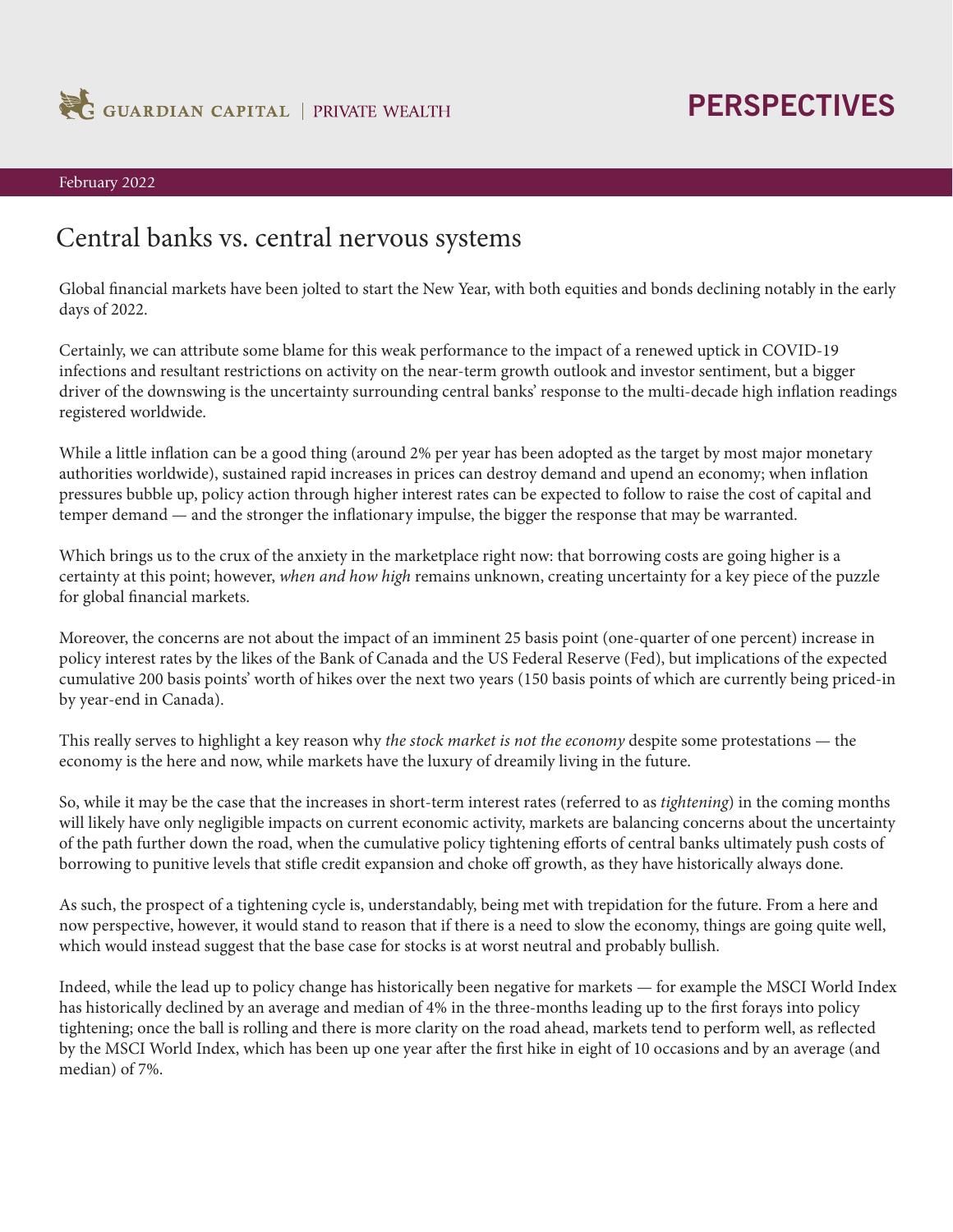GUARDIAN CAPITAL | PRIVATE WEALTH

# PERSPECTIVES

February 2022

## Central banks vs. central nervous systems

Global financial markets have been jolted to start the New Year, with both equities and bonds declining notably in the early days of 2022.

Certainly, we can attribute some blame for this weak performance to the impact of a renewed uptick in COVID-19 infections and resultant restrictions on activity on the near-term growth outlook and investor sentiment, but a bigger driver of the downswing is the uncertainty surrounding central banks' response to the multi-decade high inflation readings registered worldwide.

While a little inflation can be a good thing (around 2% per year has been adopted as the target by most major monetary authorities worldwide), sustained rapid increases in prices can destroy demand and upend an economy; when inflation pressures bubble up, policy action through higher interest rates can be expected to follow to raise the cost of capital and temper demand — and the stronger the inflationary impulse, the bigger the response that may be warranted.

Which brings us to the crux of the anxiety in the marketplace right now: that borrowing costs are going higher is a certainty at this point; however, *when and how high* remains unknown, creating uncertainty for a key piece of the puzzle for global financial markets.

Moreover, the concerns are not about the impact of an imminent 25 basis point (one-quarter of one percent) increase in policy interest rates by the likes of the Bank of Canada and the US Federal Reserve (Fed), but implications of the expected cumulative 200 basis points' worth of hikes over the next two years (150 basis points of which are currently being priced-in by year-end in Canada).

This really serves to highlight a key reason why *the stock market is not the economy* despite some protestations — the economy is the here and now, while markets have the luxury of dreamily living in the future.

So, while it may be the case that the increases in short-term interest rates (referred to as *tightening*) in the coming months will likely have only negligible impacts on current economic activity, markets are balancing concerns about the uncertainty of the path further down the road, when the cumulative policy tightening efforts of central banks ultimately push costs of borrowing to punitive levels that stifle credit expansion and choke off growth, as they have historically always done.

As such, the prospect of a tightening cycle is, understandably, being met with trepidation for the future. From a here and now perspective, however, it would stand to reason that if there is a need to slow the economy, things are going quite well, which would instead suggest that the base case for stocks is at worst neutral and probably bullish.

Indeed, while the lead up to policy change has historically been negative for markets — for example the MSCI World Index has historically declined by an average and median of 4% in the three-months leading up to the first forays into policy tightening; once the ball is rolling and there is more clarity on the road ahead, markets tend to perform well, as reflected by the MSCI World Index, which has been up one year after the first hike in eight of 10 occasions and by an average (and median) of 7%.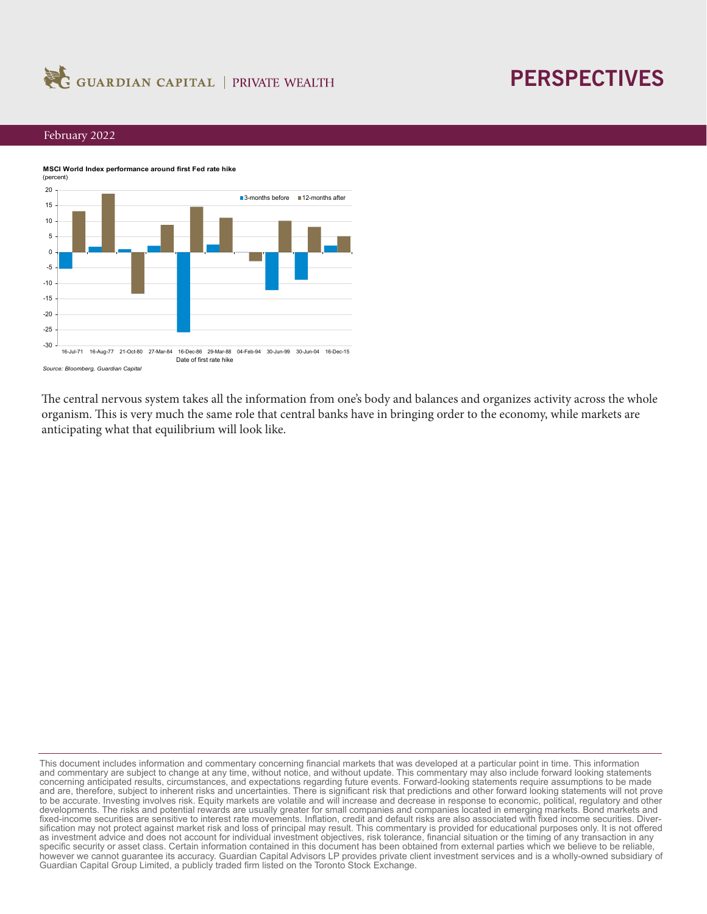**MSCI World Index performance around first Fed rate hike**
(percent)

20
15
10
5
0
-5
-10
-15
-20
-25
-30

3-months before
12-months after

16-Jul-71
16-Aug-77
21-Oct-80
27-Mar-84
16-Dec-86
29-Mar-88
04-Feb-94
30-Jun-99
30-Jun-04
16-Dec-15

Date of first rate hike

*Source: Bloomberg, Guardian Capital*

The central nervous system takes all the information from one's body and balances and organizes activity across the whole organism. This is very much the same role that central banks have in bringing order to the economy, while markets are anticipating what that equilibrium will look like.

This document includes information and commentary concerning financial markets that was developed at a particular point in time. This information and commentary are subject to change at any time, without notice, and without update. This commentary may also include forward looking statements concerning anticipated results, circumstances, and expectations regarding future events. Forward-looking statements require assumptions to be made and are, therefore, subject to inherent risks and uncertainties. There is significant risk that predictions and other forward looking statements will not prove to be accurate. Investing involves risk. Equity markets are volatile and will increase and decrease in response to economic, political, regulatory and other developments. The risks and potential rewards are usually greater for small companies and companies located in emerging markets. Bond markets and fixed-income securities are sensitive to interest rate movements. Inflation, credit and default risks are also associated with fixed income securities. Diversification may not protect against market risk and loss of principal may result. This commentary is provided for educational purposes only. It is not offered as investment advice and does not account for individual investment objectives, risk tolerance, financial situation or the timing of any transaction in any specific security or asset class. Certain information contained in this document has been obtained from external parties which we believe to be reliable, however we cannot guarantee its accuracy. Guardian Capital Advisors LP provides private client investment services and is a wholly-owned subsidiary of Guardian Capital Group Limited, a publicly traded firm listed on the Toronto Stock Exchange.